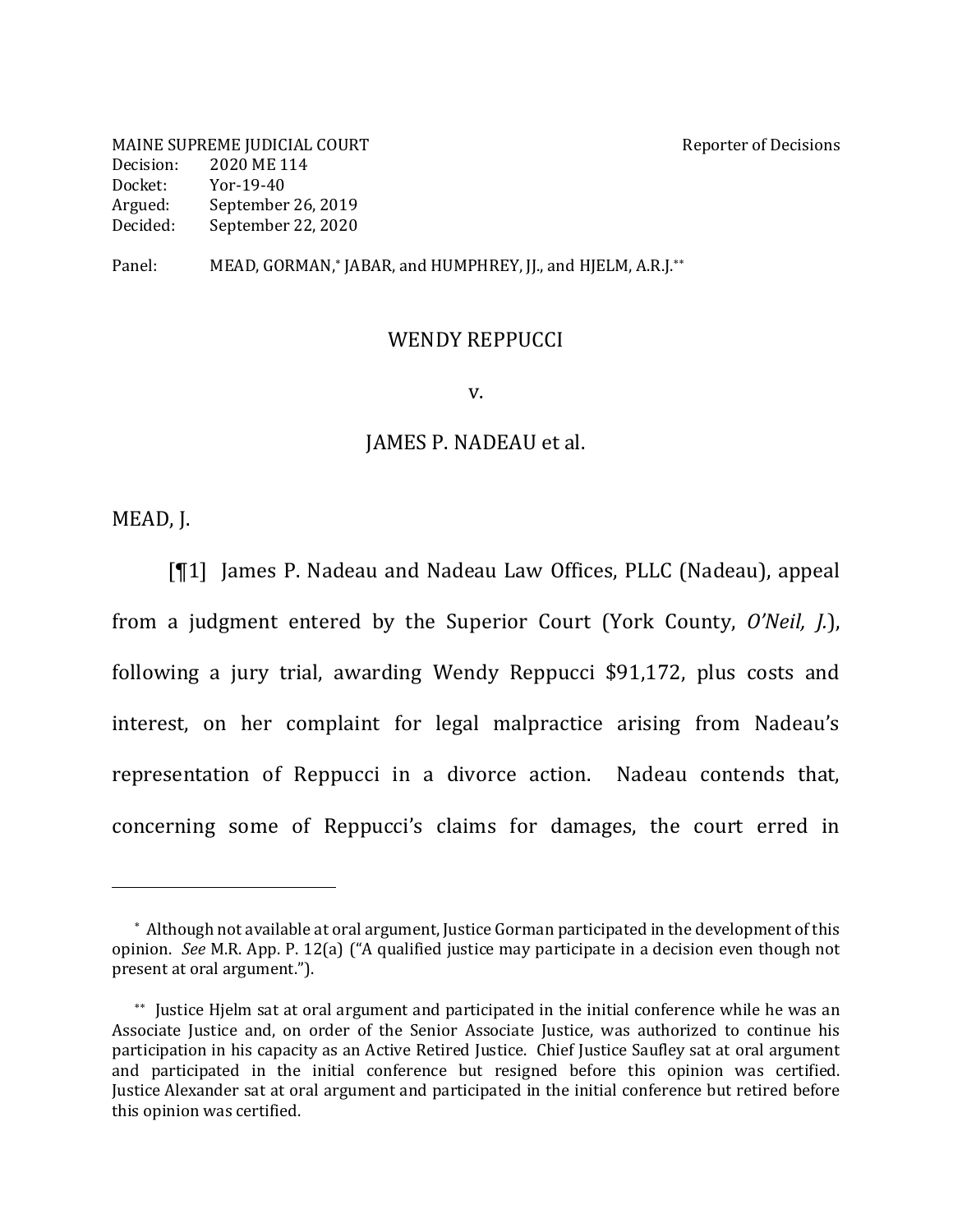MAINE SUPREME JUDICIAL COURT Reporter of Decisions
Decision: 2020 ME 114
Docket: Yor-19-40
Argued: September 26, 2019
Decided: September 22, 2020

Panel: MEAD, GORMAN,* JABAR, and HUMPHREY, JJ., and HJELM, A.R.J.**

WENDY REPPUCCI

v.

JAMES P. NADEAU et al.

MEAD, J.

[¶1] James P. Nadeau and Nadeau Law Offices, PLLC (Nadeau), appeal from a judgment entered by the Superior Court (York County, *O'Neil, J.*), following a jury trial, awarding Wendy Reppucci $91,172, plus costs and interest, on her complaint for legal malpractice arising from Nadeau's representation of Reppucci in a divorce action. Nadeau contends that, concerning some of Reppucci's claims for damages, the court erred in

---

\* Although not available at oral argument, Justice Gorman participated in the development of this opinion. *See* M.R. App. P. 12(a) ("A qualified justice may participate in a decision even though not present at oral argument.").

\*\* Justice Hjelm sat at oral argument and participated in the initial conference while he was an Associate Justice and, on order of the Senior Associate Justice, was authorized to continue his participation in his capacity as an Active Retired Justice. Chief Justice Saufley sat at oral argument and participated in the initial conference but resigned before this opinion was certified. Justice Alexander sat at oral argument and participated in the initial conference but retired before this opinion was certified.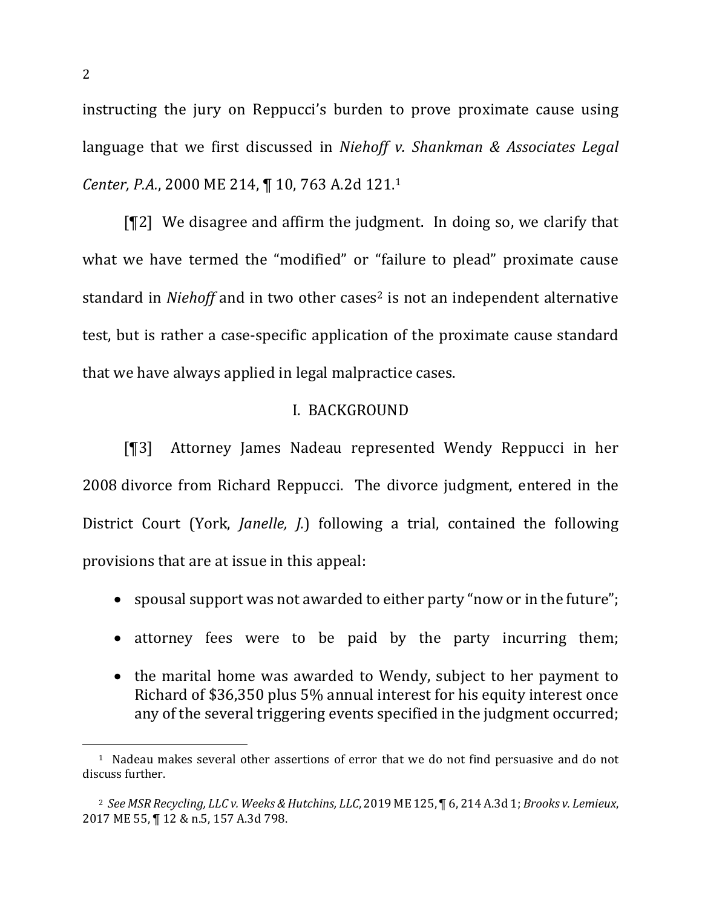instructing the jury on Reppucci's burden to prove proximate cause using language that we first discussed in *Niehoff v. Shankman & Associates Legal Center, P.A.*, 2000 ME 214, ¶ 10, 763 A.2d 121.[1]

[¶2] We disagree and affirm the judgment. In doing so, we clarify that what we have termed the "modified" or "failure to plead" proximate cause standard in *Niehoff* and in two other cases[2] is not an independent alternative test, but is rather a case-specific application of the proximate cause standard that we have always applied in legal malpractice cases.

## I. BACKGROUND

[¶3] Attorney James Nadeau represented Wendy Reppucci in her 2008 divorce from Richard Reppucci. The divorce judgment, entered in the District Court (York, *Janelle, J.*) following a trial, contained the following provisions that are at issue in this appeal:

- spousal support was not awarded to either party "now or in the future";
- attorney fees were to be paid by the party incurring them;
- the marital home was awarded to Wendy, subject to her payment to Richard of $36,350 plus 5% annual interest for his equity interest once any of the several triggering events specified in the judgment occurred;

---

[1] Nadeau makes several other assertions of error that we do not find persuasive and do not discuss further.

[2] *See MSR Recycling, LLC v. Weeks & Hutchins, LLC*, 2019 ME 125, ¶ 6, 214 A.3d 1; *Brooks v. Lemieux*, 2017 ME 55, ¶ 12 & n.5, 157 A.3d 798.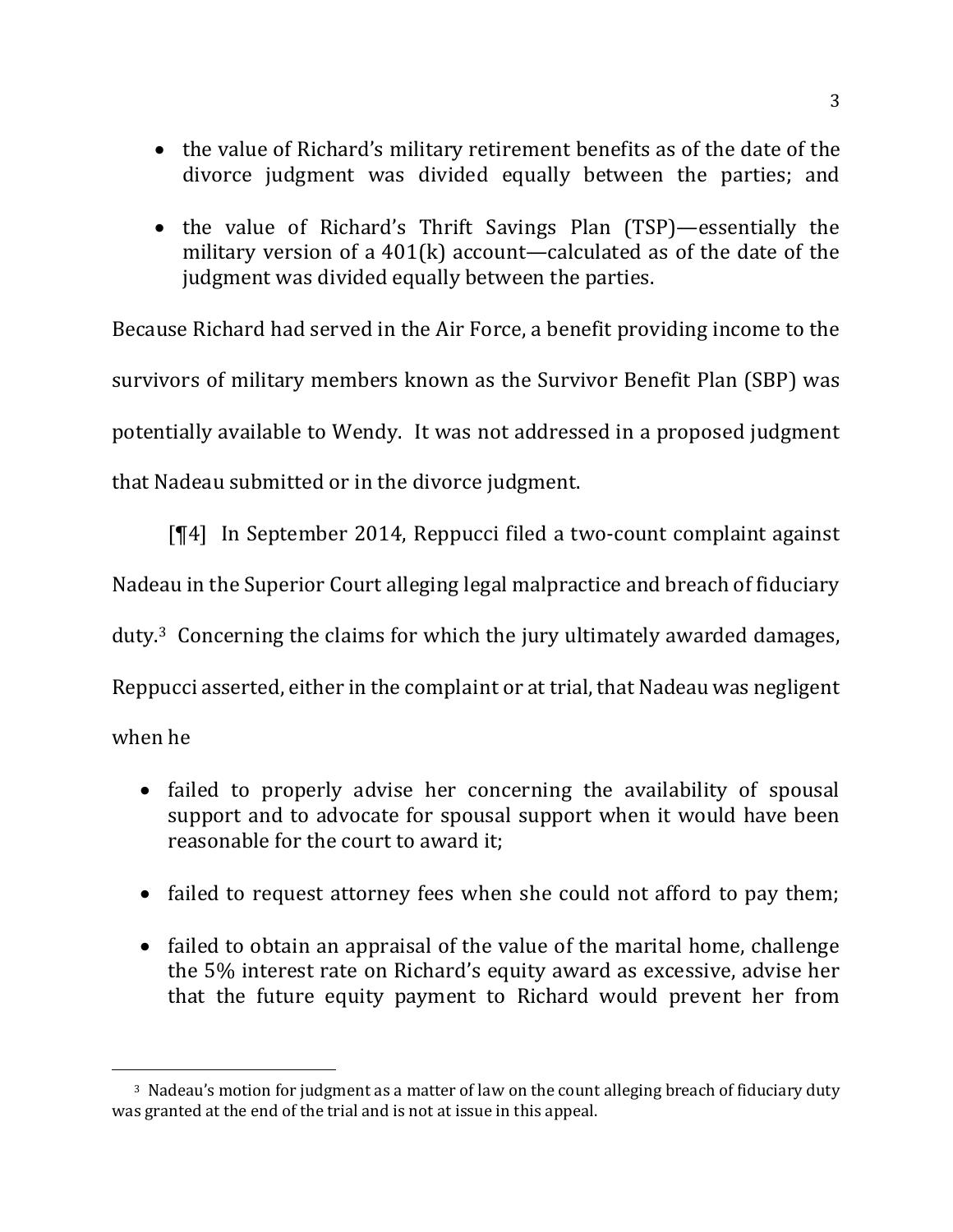- the value of Richard's military retirement benefits as of the date of the divorce judgment was divided equally between the parties; and

- the value of Richard's Thrift Savings Plan (TSP)—essentially the military version of a 401(k) account—calculated as of the date of the judgment was divided equally between the parties.

Because Richard had served in the Air Force, a benefit providing income to the survivors of military members known as the Survivor Benefit Plan (SBP) was potentially available to Wendy. It was not addressed in a proposed judgment that Nadeau submitted or in the divorce judgment.

[¶4] In September 2014, Reppucci filed a two-count complaint against Nadeau in the Superior Court alleging legal malpractice and breach of fiduciary duty.[3] Concerning the claims for which the jury ultimately awarded damages, Reppucci asserted, either in the complaint or at trial, that Nadeau was negligent when he

- failed to properly advise her concerning the availability of spousal support and to advocate for spousal support when it would have been reasonable for the court to award it;

- failed to request attorney fees when she could not afford to pay them;

- failed to obtain an appraisal of the value of the marital home, challenge the 5% interest rate on Richard's equity award as excessive, advise her that the future equity payment to Richard would prevent her from

[3] Nadeau's motion for judgment as a matter of law on the count alleging breach of fiduciary duty was granted at the end of the trial and is not at issue in this appeal.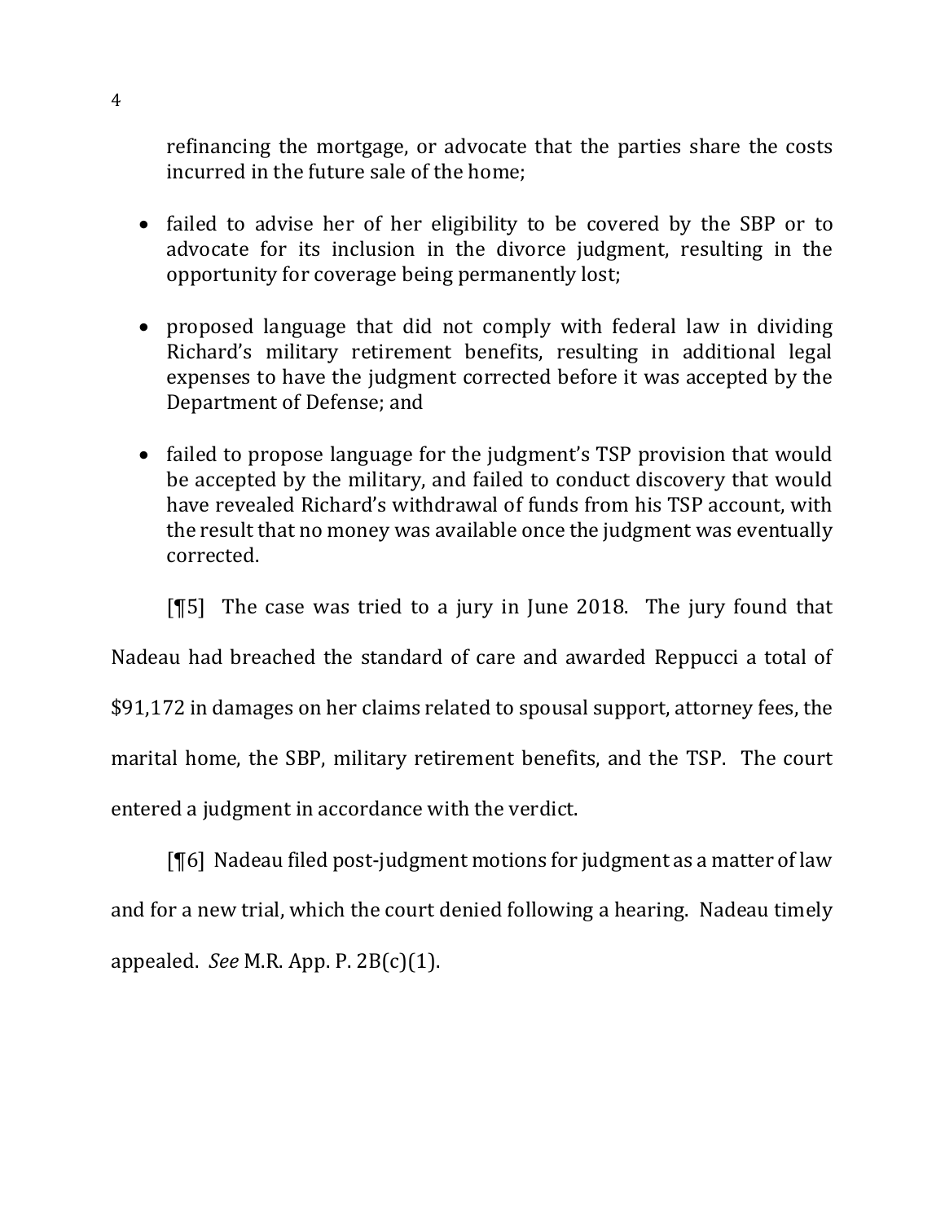refinancing the mortgage, or advocate that the parties share the costs incurred in the future sale of the home;

- failed to advise her of her eligibility to be covered by the SBP or to advocate for its inclusion in the divorce judgment, resulting in the opportunity for coverage being permanently lost;
- proposed language that did not comply with federal law in dividing Richard's military retirement benefits, resulting in additional legal expenses to have the judgment corrected before it was accepted by the Department of Defense; and
- failed to propose language for the judgment's TSP provision that would be accepted by the military, and failed to conduct discovery that would have revealed Richard's withdrawal of funds from his TSP account, with the result that no money was available once the judgment was eventually corrected.

[¶5] The case was tried to a jury in June 2018. The jury found that Nadeau had breached the standard of care and awarded Reppucci a total of $91,172 in damages on her claims related to spousal support, attorney fees, the marital home, the SBP, military retirement benefits, and the TSP. The court entered a judgment in accordance with the verdict.

[¶6] Nadeau filed post-judgment motions for judgment as a matter of law and for a new trial, which the court denied following a hearing. Nadeau timely appealed. *See* M.R. App. P. 2B(c)(1).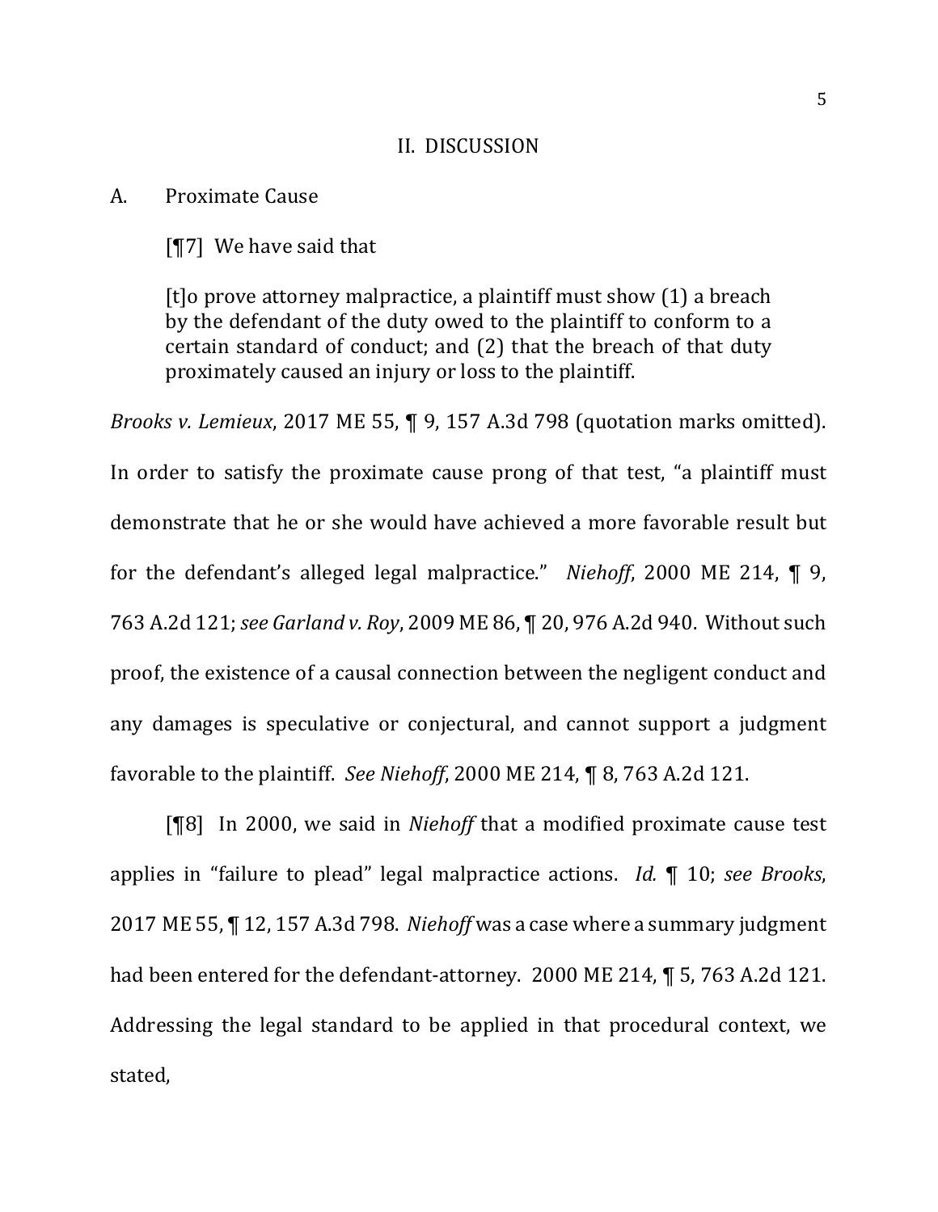## II. DISCUSSION

### A. Proximate Cause

[¶7] We have said that

> [t]o prove attorney malpractice, a plaintiff must show (1) a breach by the defendant of the duty owed to the plaintiff to conform to a certain standard of conduct; and (2) that the breach of that duty proximately caused an injury or loss to the plaintiff.

*Brooks v. Lemieux*, 2017 ME 55, ¶ 9, 157 A.3d 798 (quotation marks omitted). In order to satisfy the proximate cause prong of that test, "a plaintiff must demonstrate that he or she would have achieved a more favorable result but for the defendant's alleged legal malpractice." *Niehoff*, 2000 ME 214, ¶ 9, 763 A.2d 121; *see Garland v. Roy*, 2009 ME 86, ¶ 20, 976 A.2d 940. Without such proof, the existence of a causal connection between the negligent conduct and any damages is speculative or conjectural, and cannot support a judgment favorable to the plaintiff. *See Niehoff*, 2000 ME 214, ¶ 8, 763 A.2d 121.

[¶8] In 2000, we said in *Niehoff* that a modified proximate cause test applies in "failure to plead" legal malpractice actions. *Id.* ¶ 10; *see Brooks*, 2017 ME 55, ¶ 12, 157 A.3d 798. *Niehoff* was a case where a summary judgment had been entered for the defendant-attorney. 2000 ME 214, ¶ 5, 763 A.2d 121. Addressing the legal standard to be applied in that procedural context, we stated,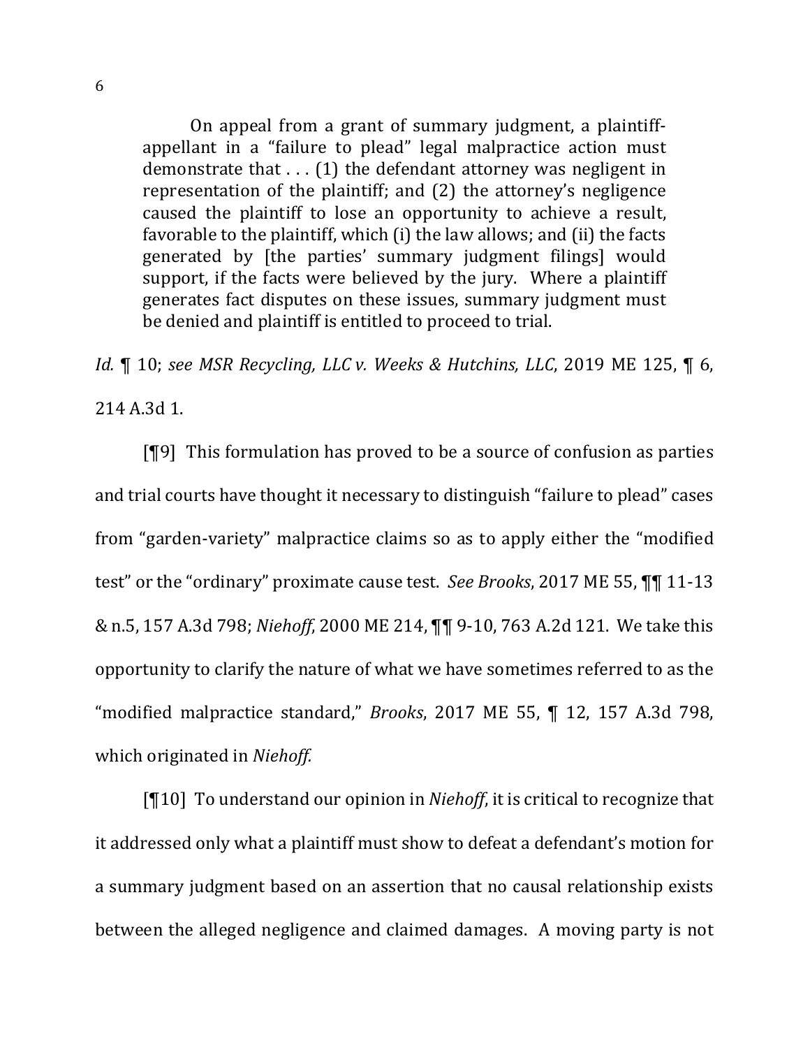> On appeal from a grant of summary judgment, a plaintiff-appellant in a "failure to plead" legal malpractice action must demonstrate that . . . (1) the defendant attorney was negligent in representation of the plaintiff; and (2) the attorney's negligence caused the plaintiff to lose an opportunity to achieve a result, favorable to the plaintiff, which (i) the law allows; and (ii) the facts generated by [the parties' summary judgment filings] would support, if the facts were believed by the jury. Where a plaintiff generates fact disputes on these issues, summary judgment must be denied and plaintiff is entitled to proceed to trial.

*Id.* ¶ 10; *see MSR Recycling, LLC v. Weeks & Hutchins, LLC*, 2019 ME 125, ¶ 6, 214 A.3d 1.

[¶9] This formulation has proved to be a source of confusion as parties and trial courts have thought it necessary to distinguish "failure to plead" cases from "garden-variety" malpractice claims so as to apply either the "modified test" or the "ordinary" proximate cause test. *See Brooks*, 2017 ME 55, ¶¶ 11-13 & n.5, 157 A.3d 798; *Niehoff*, 2000 ME 214, ¶¶ 9-10, 763 A.2d 121. We take this opportunity to clarify the nature of what we have sometimes referred to as the "modified malpractice standard," *Brooks*, 2017 ME 55, ¶ 12, 157 A.3d 798, which originated in *Niehoff*.

[¶10] To understand our opinion in *Niehoff*, it is critical to recognize that it addressed only what a plaintiff must show to defeat a defendant's motion for a summary judgment based on an assertion that no causal relationship exists between the alleged negligence and claimed damages. A moving party is not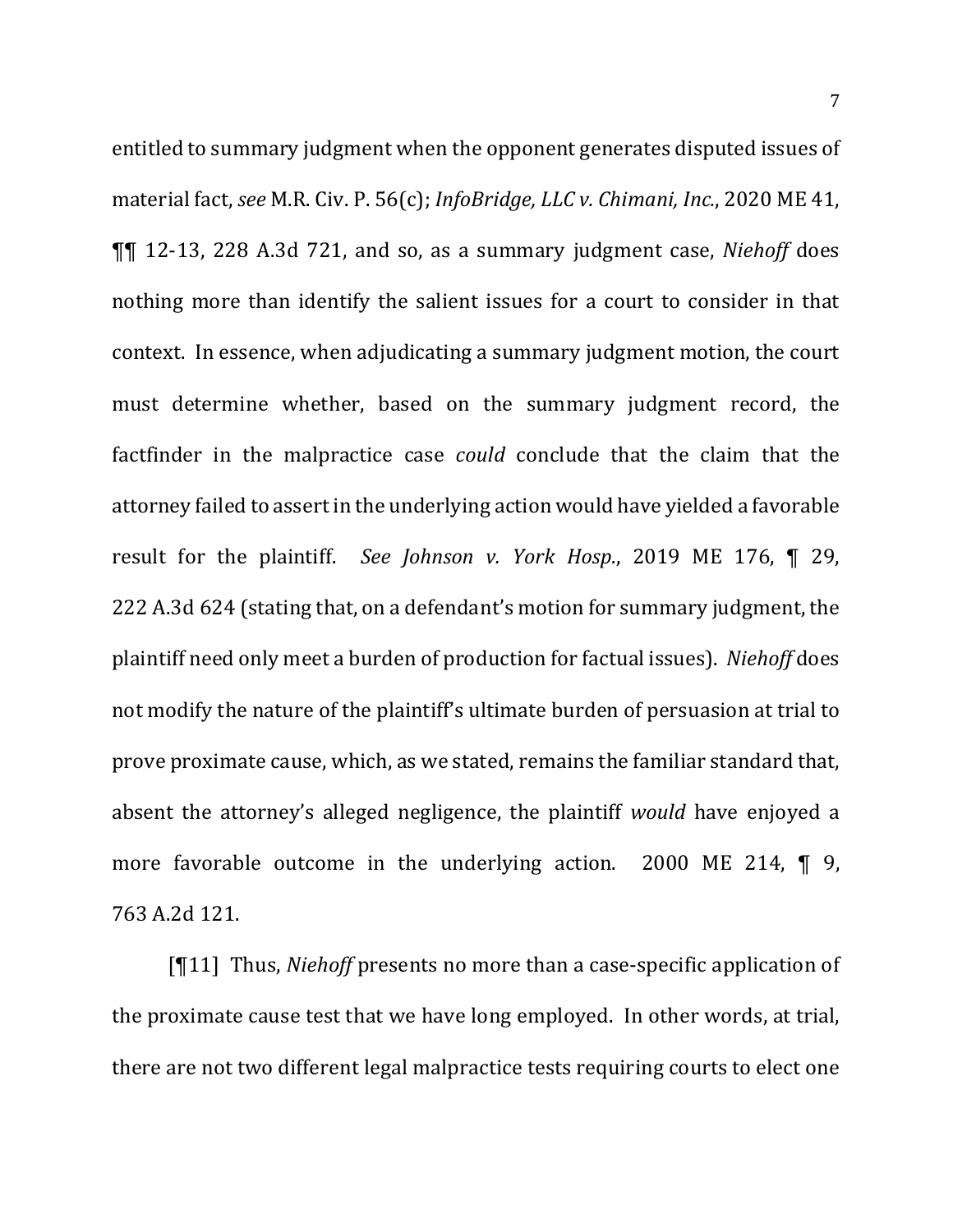entitled to summary judgment when the opponent generates disputed issues of material fact, *see* M.R. Civ. P. 56(c); *InfoBridge, LLC v. Chimani, Inc.*, 2020 ME 41, ¶¶ 12-13, 228 A.3d 721, and so, as a summary judgment case, *Niehoff* does nothing more than identify the salient issues for a court to consider in that context. In essence, when adjudicating a summary judgment motion, the court must determine whether, based on the summary judgment record, the factfinder in the malpractice case *could* conclude that the claim that the attorney failed to assert in the underlying action would have yielded a favorable result for the plaintiff. *See Johnson v. York Hosp.*, 2019 ME 176, ¶ 29, 222 A.3d 624 (stating that, on a defendant's motion for summary judgment, the plaintiff need only meet a burden of production for factual issues). *Niehoff* does not modify the nature of the plaintiff's ultimate burden of persuasion at trial to prove proximate cause, which, as we stated, remains the familiar standard that, absent the attorney's alleged negligence, the plaintiff *would* have enjoyed a more favorable outcome in the underlying action. 2000 ME 214, ¶ 9, 763 A.2d 121.

[¶11] Thus, *Niehoff* presents no more than a case-specific application of the proximate cause test that we have long employed. In other words, at trial, there are not two different legal malpractice tests requiring courts to elect one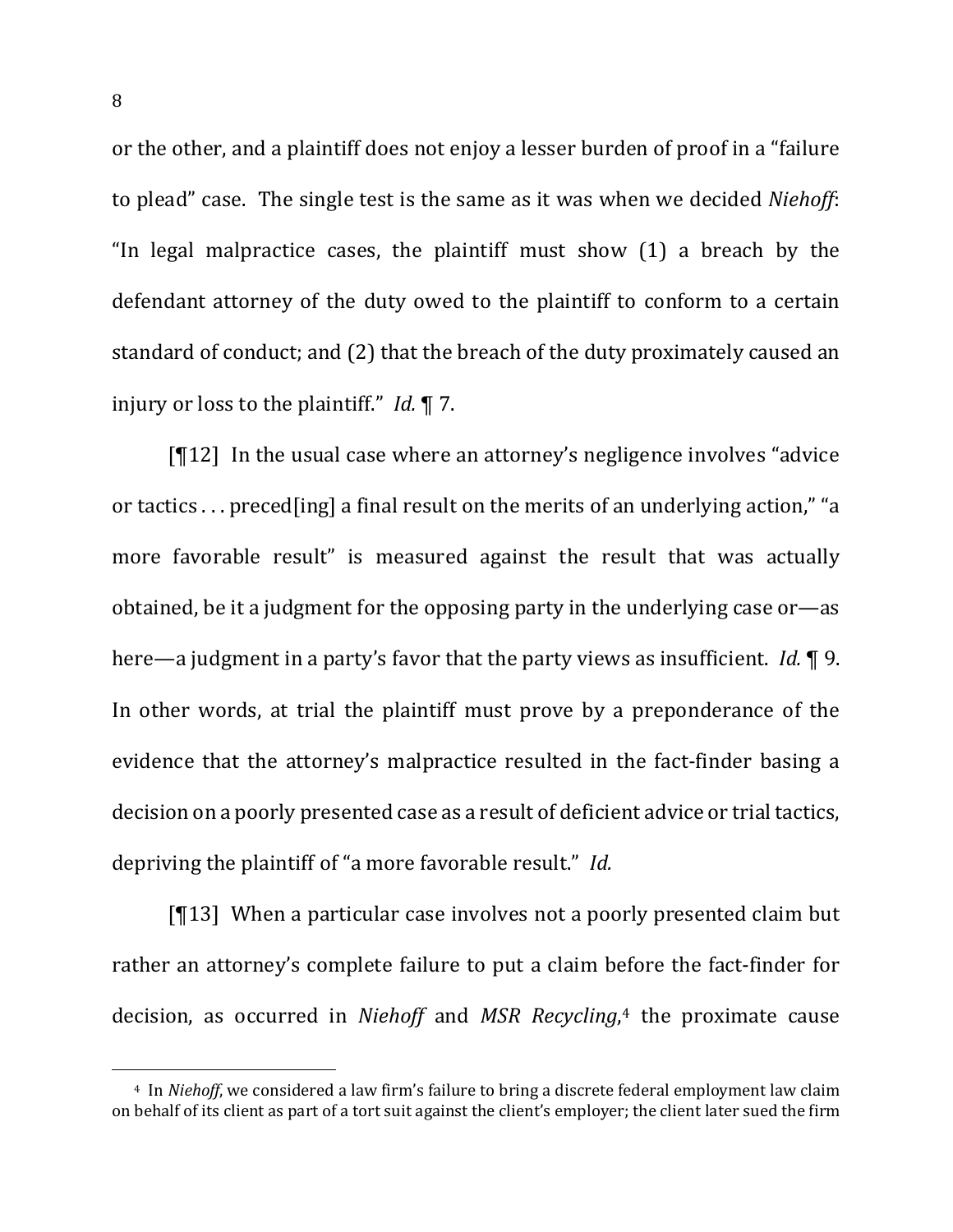or the other, and a plaintiff does not enjoy a lesser burden of proof in a "failure to plead" case. The single test is the same as it was when we decided *Niehoff*: "In legal malpractice cases, the plaintiff must show (1) a breach by the defendant attorney of the duty owed to the plaintiff to conform to a certain standard of conduct; and (2) that the breach of the duty proximately caused an injury or loss to the plaintiff." *Id.* ¶ 7.

[¶12] In the usual case where an attorney's negligence involves "advice or tactics . . . preced[ing] a final result on the merits of an underlying action," "a more favorable result" is measured against the result that was actually obtained, be it a judgment for the opposing party in the underlying case or—as here—a judgment in a party's favor that the party views as insufficient. *Id.* ¶ 9. In other words, at trial the plaintiff must prove by a preponderance of the evidence that the attorney's malpractice resulted in the fact-finder basing a decision on a poorly presented case as a result of deficient advice or trial tactics, depriving the plaintiff of "a more favorable result." *Id.*

[¶13] When a particular case involves not a poorly presented claim but rather an attorney's complete failure to put a claim before the fact-finder for decision, as occurred in *Niehoff* and *MSR Recycling*,[4] the proximate cause

---

[4] In *Niehoff*, we considered a law firm's failure to bring a discrete federal employment law claim on behalf of its client as part of a tort suit against the client's employer; the client later sued the firm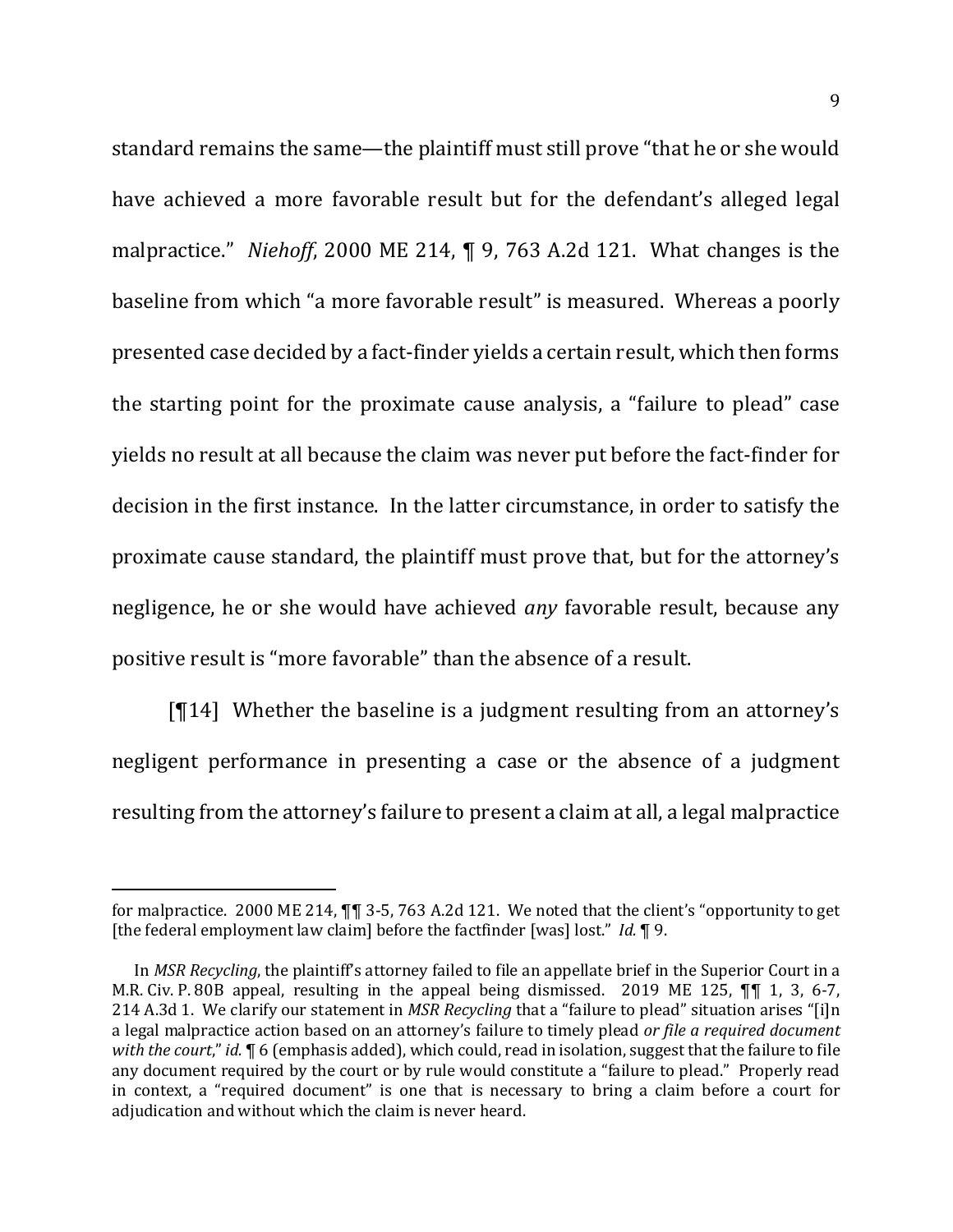standard remains the same—the plaintiff must still prove "that he or she would have achieved a more favorable result but for the defendant's alleged legal malpractice." *Niehoff*, 2000 ME 214, ¶ 9, 763 A.2d 121. What changes is the baseline from which "a more favorable result" is measured. Whereas a poorly presented case decided by a fact-finder yields a certain result, which then forms the starting point for the proximate cause analysis, a "failure to plead" case yields no result at all because the claim was never put before the fact-finder for decision in the first instance. In the latter circumstance, in order to satisfy the proximate cause standard, the plaintiff must prove that, but for the attorney's negligence, he or she would have achieved *any* favorable result, because any positive result is "more favorable" than the absence of a result.

[¶14] Whether the baseline is a judgment resulting from an attorney's negligent performance in presenting a case or the absence of a judgment resulting from the attorney's failure to present a claim at all, a legal malpractice

---

for malpractice. 2000 ME 214, ¶¶ 3-5, 763 A.2d 121. We noted that the client's "opportunity to get [the federal employment law claim] before the factfinder [was] lost." *Id.* ¶ 9.

In *MSR Recycling*, the plaintiff's attorney failed to file an appellate brief in the Superior Court in a M.R. Civ. P. 80B appeal, resulting in the appeal being dismissed. 2019 ME 125, ¶¶ 1, 3, 6-7, 214 A.3d 1. We clarify our statement in *MSR Recycling* that a "failure to plead" situation arises "[i]n a legal malpractice action based on an attorney's failure to timely plead *or file a required document with the court*," *id.* ¶ 6 (emphasis added), which could, read in isolation, suggest that the failure to file any document required by the court or by rule would constitute a "failure to plead." Properly read in context, a "required document" is one that is necessary to bring a claim before a court for adjudication and without which the claim is never heard.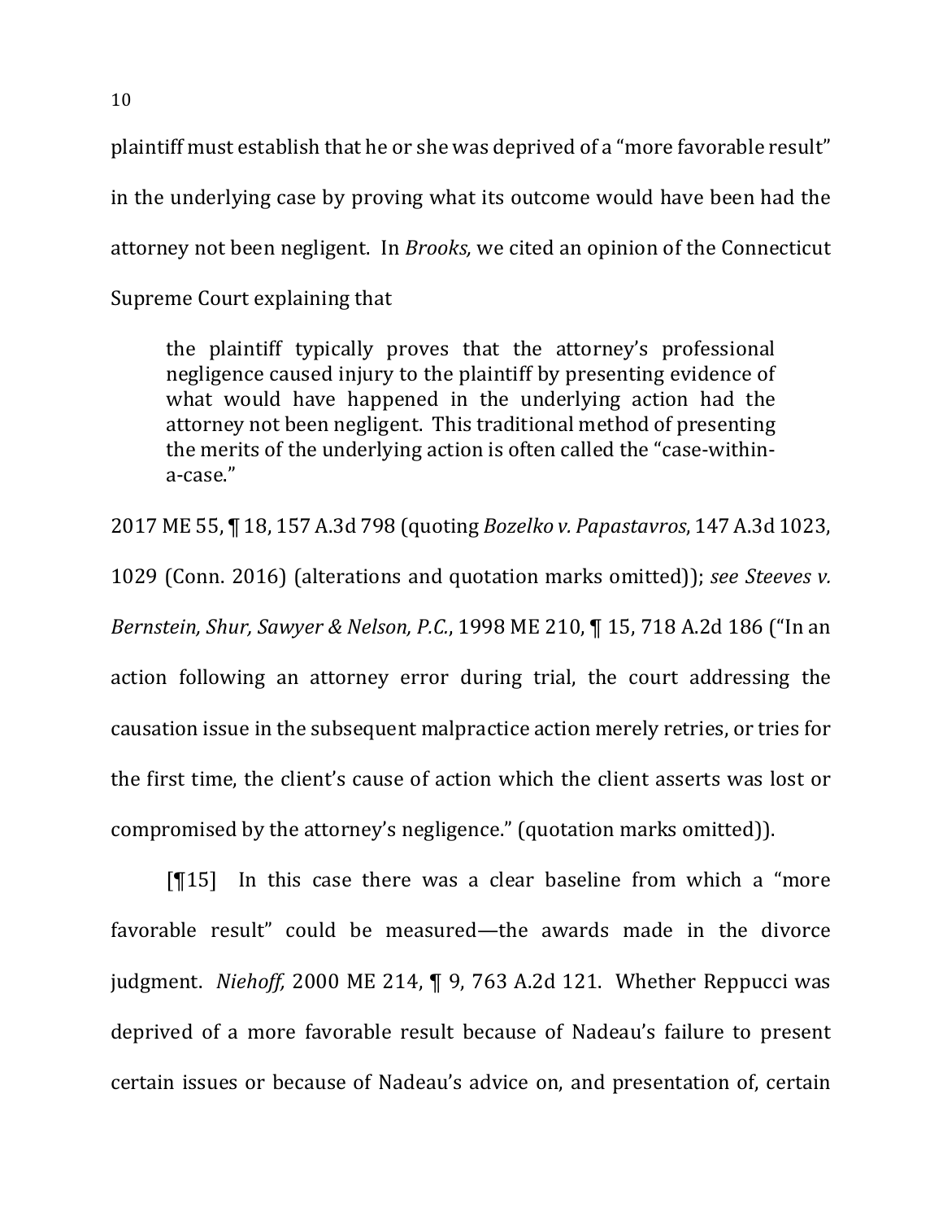plaintiff must establish that he or she was deprived of a "more favorable result" in the underlying case by proving what its outcome would have been had the attorney not been negligent. In *Brooks,* we cited an opinion of the Connecticut Supreme Court explaining that

> the plaintiff typically proves that the attorney's professional negligence caused injury to the plaintiff by presenting evidence of what would have happened in the underlying action had the attorney not been negligent. This traditional method of presenting the merits of the underlying action is often called the "case-within-a-case."

2017 ME 55, ¶ 18, 157 A.3d 798 (quoting *Bozelko v. Papastavros*, 147 A.3d 1023, 1029 (Conn. 2016) (alterations and quotation marks omitted)); *see Steeves v. Bernstein, Shur, Sawyer & Nelson, P.C.*, 1998 ME 210, ¶ 15, 718 A.2d 186 ("In an action following an attorney error during trial, the court addressing the causation issue in the subsequent malpractice action merely retries, or tries for the first time, the client's cause of action which the client asserts was lost or compromised by the attorney's negligence." (quotation marks omitted)).

[¶15] In this case there was a clear baseline from which a "more favorable result" could be measured—the awards made in the divorce judgment. *Niehoff,* 2000 ME 214, ¶ 9, 763 A.2d 121. Whether Reppucci was deprived of a more favorable result because of Nadeau's failure to present certain issues or because of Nadeau's advice on, and presentation of, certain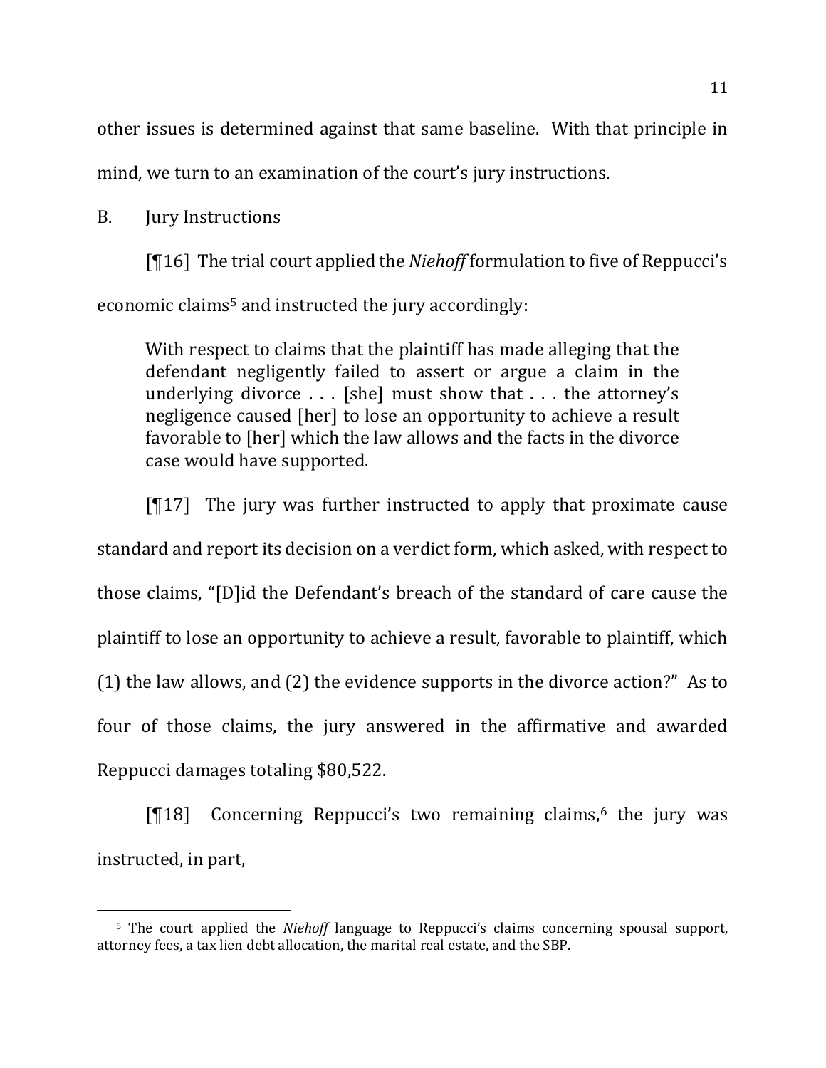other issues is determined against that same baseline. With that principle in mind, we turn to an examination of the court's jury instructions.

B. Jury Instructions

[¶16] The trial court applied the *Niehoff* formulation to five of Reppucci's economic claims[5] and instructed the jury accordingly:

> With respect to claims that the plaintiff has made alleging that the defendant negligently failed to assert or argue a claim in the underlying divorce . . . [she] must show that . . . the attorney's negligence caused [her] to lose an opportunity to achieve a result favorable to [her] which the law allows and the facts in the divorce case would have supported.

[¶17] The jury was further instructed to apply that proximate cause standard and report its decision on a verdict form, which asked, with respect to those claims, "[D]id the Defendant's breach of the standard of care cause the plaintiff to lose an opportunity to achieve a result, favorable to plaintiff, which (1) the law allows, and (2) the evidence supports in the divorce action?" As to four of those claims, the jury answered in the affirmative and awarded Reppucci damages totaling $80,522.

[¶18] Concerning Reppucci's two remaining claims,[6] the jury was instructed, in part,

---

[5] The court applied the *Niehoff* language to Reppucci's claims concerning spousal support, attorney fees, a tax lien debt allocation, the marital real estate, and the SBP.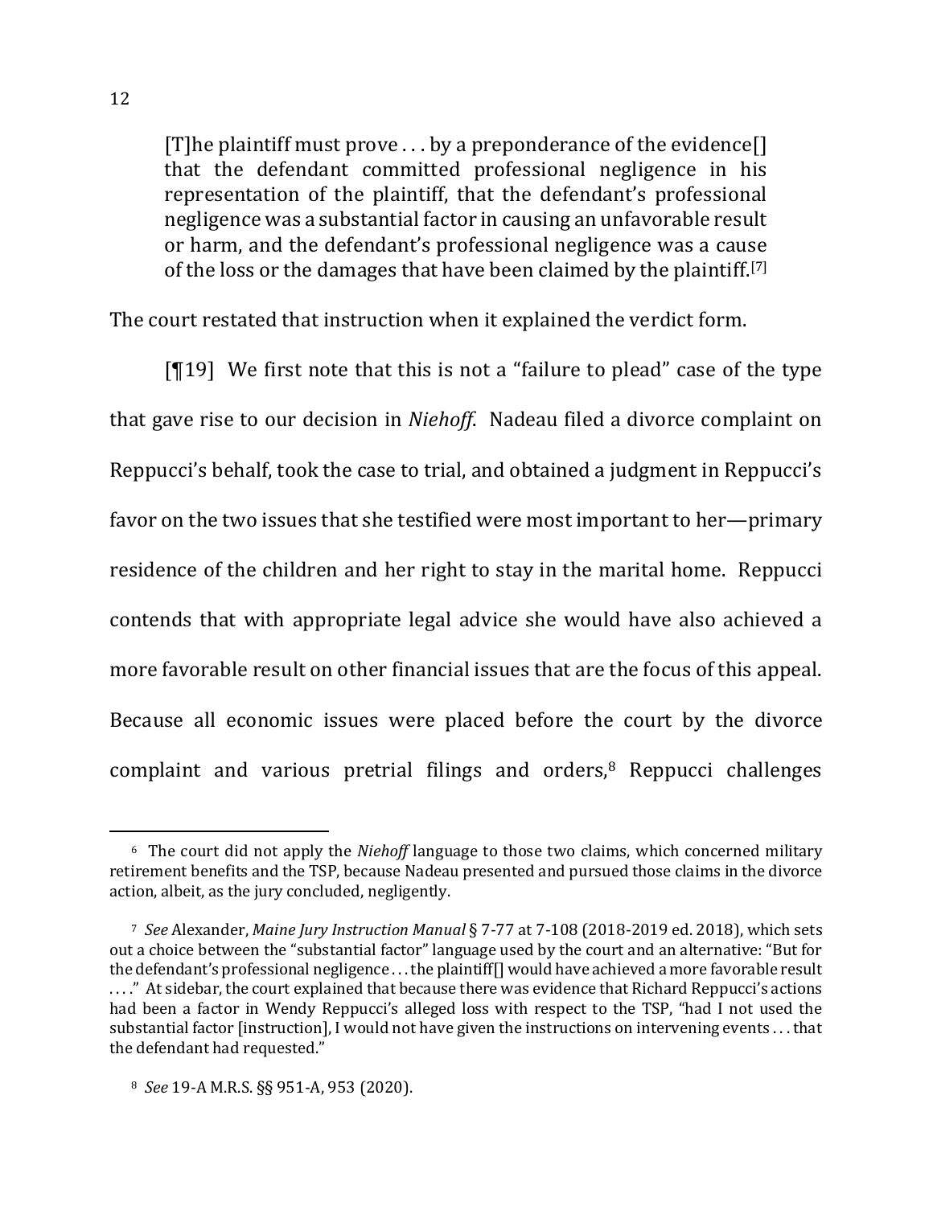> [T]he plaintiff must prove . . . by a preponderance of the evidence[] that the defendant committed professional negligence in his representation of the plaintiff, that the defendant's professional negligence was a substantial factor in causing an unfavorable result or harm, and the defendant's professional negligence was a cause of the loss or the damages that have been claimed by the plaintiff.[7]

The court restated that instruction when it explained the verdict form.

[¶19] We first note that this is not a "failure to plead" case of the type that gave rise to our decision in *Niehoff*. Nadeau filed a divorce complaint on Reppucci's behalf, took the case to trial, and obtained a judgment in Reppucci's favor on the two issues that she testified were most important to her—primary residence of the children and her right to stay in the marital home. Reppucci contends that with appropriate legal advice she would have also achieved a more favorable result on other financial issues that are the focus of this appeal. Because all economic issues were placed before the court by the divorce complaint and various pretrial filings and orders,[8] Reppucci challenges

---

[6] The court did not apply the *Niehoff* language to those two claims, which concerned military retirement benefits and the TSP, because Nadeau presented and pursued those claims in the divorce action, albeit, as the jury concluded, negligently.

[7] *See* Alexander, *Maine Jury Instruction Manual* § 7-77 at 7-108 (2018-2019 ed. 2018), which sets out a choice between the "substantial factor" language used by the court and an alternative: "But for the defendant's professional negligence . . . the plaintiff[] would have achieved a more favorable result . . . ." At sidebar, the court explained that because there was evidence that Richard Reppucci's actions had been a factor in Wendy Reppucci's alleged loss with respect to the TSP, "had I not used the substantial factor [instruction], I would not have given the instructions on intervening events . . . that the defendant had requested."

[8] *See* 19-A M.R.S. §§ 951-A, 953 (2020).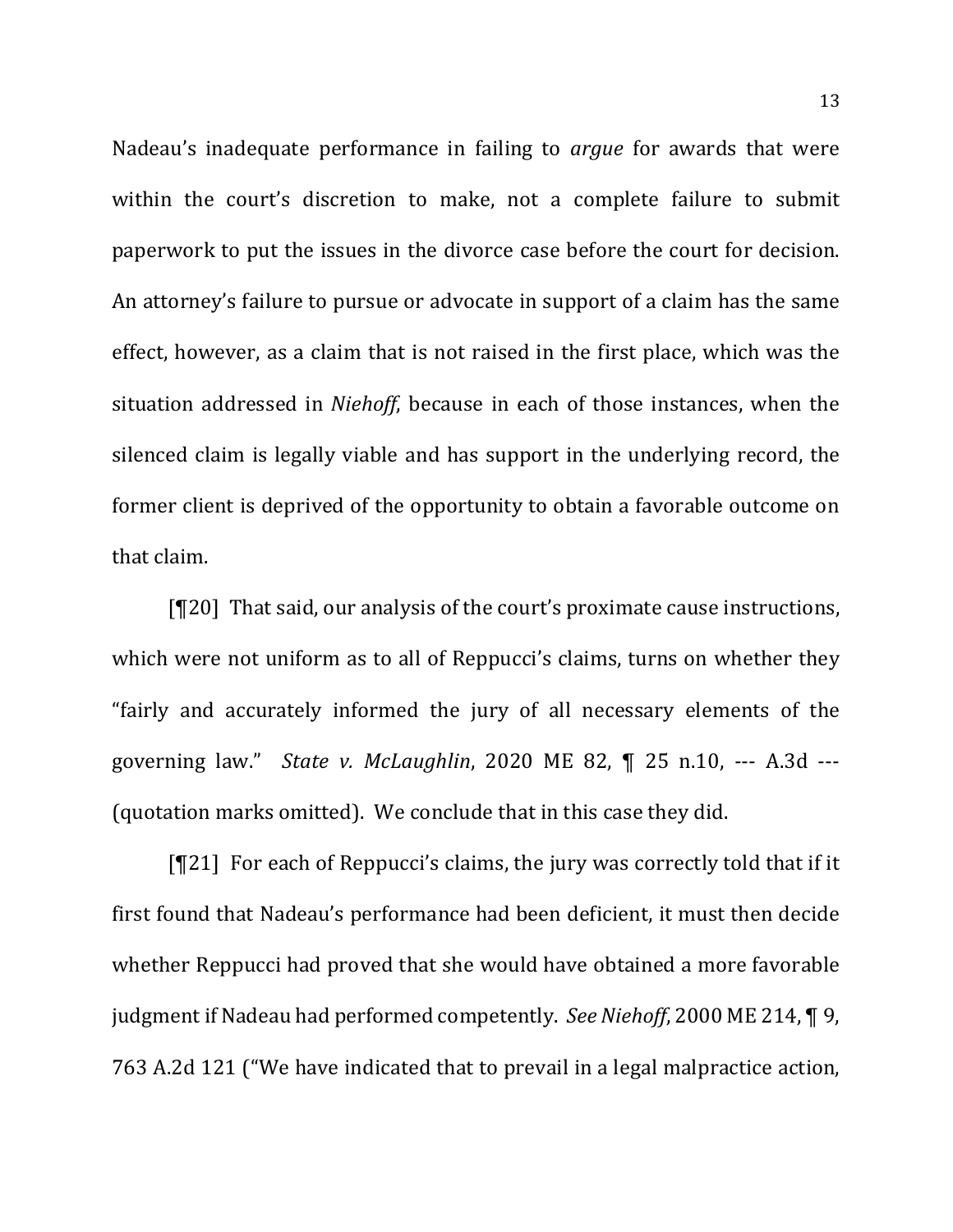Nadeau's inadequate performance in failing to *argue* for awards that were within the court's discretion to make, not a complete failure to submit paperwork to put the issues in the divorce case before the court for decision. An attorney's failure to pursue or advocate in support of a claim has the same effect, however, as a claim that is not raised in the first place, which was the situation addressed in *Niehoff*, because in each of those instances, when the silenced claim is legally viable and has support in the underlying record, the former client is deprived of the opportunity to obtain a favorable outcome on that claim.

[¶20] That said, our analysis of the court's proximate cause instructions, which were not uniform as to all of Reppucci's claims, turns on whether they "fairly and accurately informed the jury of all necessary elements of the governing law." *State v. McLaughlin*, 2020 ME 82, ¶ 25 n.10, --- A.3d --- (quotation marks omitted). We conclude that in this case they did.

[¶21] For each of Reppucci's claims, the jury was correctly told that if it first found that Nadeau's performance had been deficient, it must then decide whether Reppucci had proved that she would have obtained a more favorable judgment if Nadeau had performed competently. *See Niehoff*, 2000 ME 214, ¶ 9, 763 A.2d 121 ("We have indicated that to prevail in a legal malpractice action,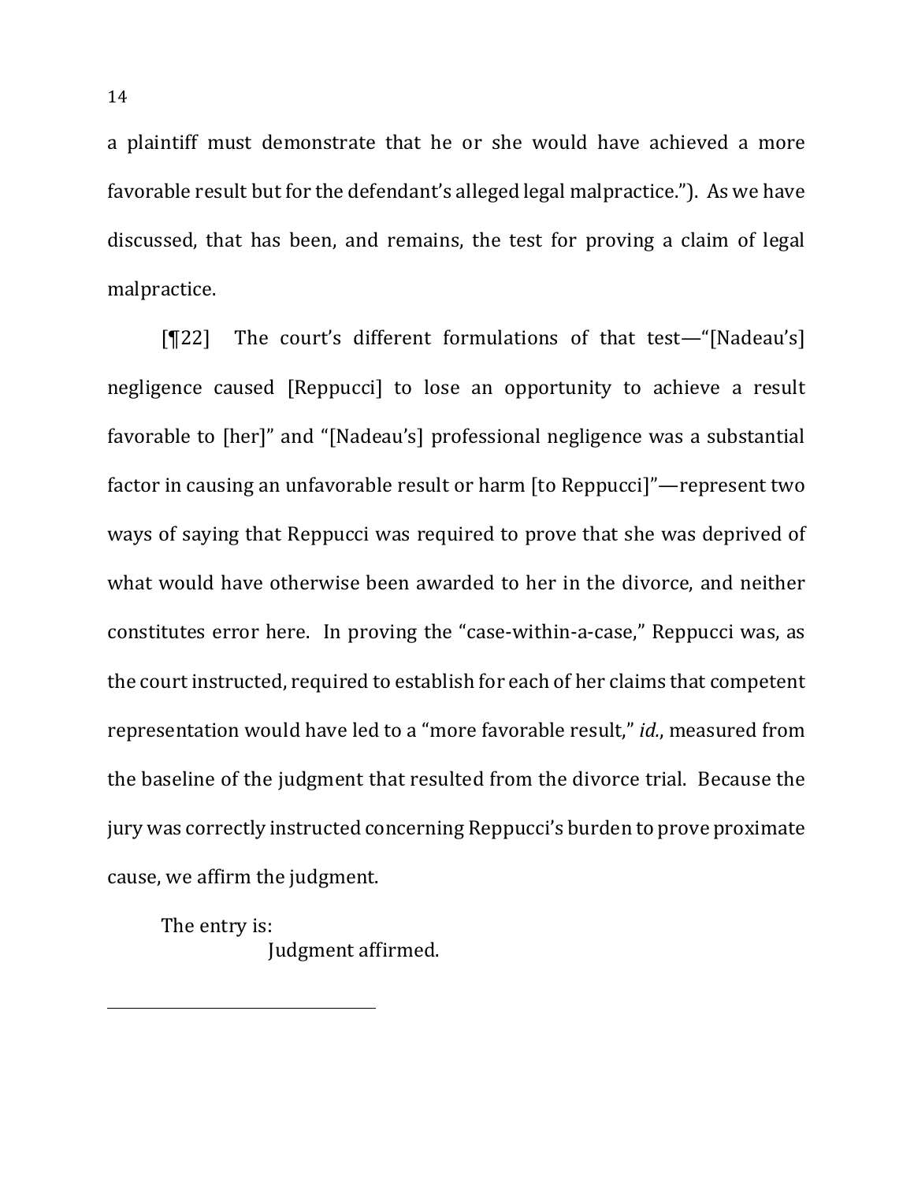a plaintiff must demonstrate that he or she would have achieved a more favorable result but for the defendant's alleged legal malpractice."). As we have discussed, that has been, and remains, the test for proving a claim of legal malpractice.

[¶22] The court's different formulations of that test—"[Nadeau's] negligence caused [Reppucci] to lose an opportunity to achieve a result favorable to [her]" and "[Nadeau's] professional negligence was a substantial factor in causing an unfavorable result or harm [to Reppucci]"—represent two ways of saying that Reppucci was required to prove that she was deprived of what would have otherwise been awarded to her in the divorce, and neither constitutes error here. In proving the "case-within-a-case," Reppucci was, as the court instructed, required to establish for each of her claims that competent representation would have led to a "more favorable result," *id.*, measured from the baseline of the judgment that resulted from the divorce trial. Because the jury was correctly instructed concerning Reppucci's burden to prove proximate cause, we affirm the judgment.

The entry is:

Judgment affirmed.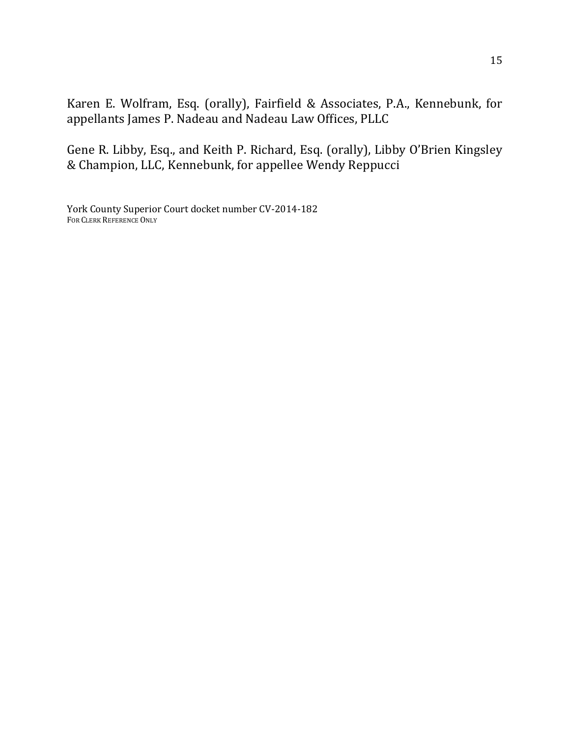Karen E. Wolfram, Esq. (orally), Fairfield & Associates, P.A., Kennebunk, for appellants James P. Nadeau and Nadeau Law Offices, PLLC

Gene R. Libby, Esq., and Keith P. Richard, Esq. (orally), Libby O'Brien Kingsley & Champion, LLC, Kennebunk, for appellee Wendy Reppucci

York County Superior Court docket number CV-2014-182
FOR CLERK REFERENCE ONLY